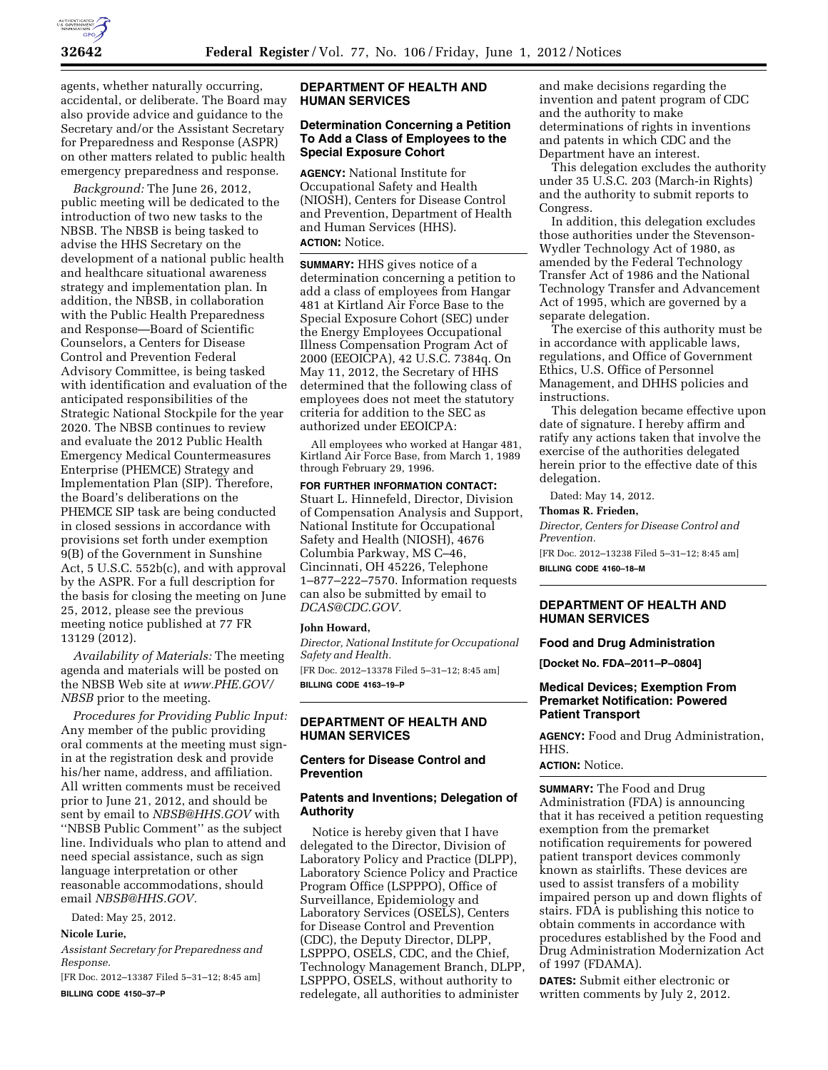agents, whether naturally occurring, accidental, or deliberate. The Board may also provide advice and guidance to the Secretary and/or the Assistant Secretary for Preparedness and Response (ASPR) on other matters related to public health emergency preparedness and response.

*Background:* The June 26, 2012, public meeting will be dedicated to the introduction of two new tasks to the NBSB. The NBSB is being tasked to advise the HHS Secretary on the development of a national public health and healthcare situational awareness strategy and implementation plan. In addition, the NBSB, in collaboration with the Public Health Preparedness and Response—Board of Scientific Counselors, a Centers for Disease Control and Prevention Federal Advisory Committee, is being tasked with identification and evaluation of the anticipated responsibilities of the Strategic National Stockpile for the year 2020. The NBSB continues to review and evaluate the 2012 Public Health Emergency Medical Countermeasures Enterprise (PHEMCE) Strategy and Implementation Plan (SIP). Therefore, the Board's deliberations on the PHEMCE SIP task are being conducted in closed sessions in accordance with provisions set forth under exemption 9(B) of the Government in Sunshine Act, 5 U.S.C. 552b(c), and with approval by the ASPR. For a full description for the basis for closing the meeting on June 25, 2012, please see the previous meeting notice published at 77 FR 13129 (2012).

*Availability of Materials:* The meeting agenda and materials will be posted on the NBSB Web site at *www.PHE.GOV/NBSB* prior to the meeting.

*Procedures for Providing Public Input:* Any member of the public providing oral comments at the meeting must sign-in at the registration desk and provide his/her name, address, and affiliation. All written comments must be received prior to June 21, 2012, and should be sent by email to *NBSB@HHS.GOV* with ''NBSB Public Comment'' as the subject line. Individuals who plan to attend and need special assistance, such as sign language interpretation or other reasonable accommodations, should email *NBSB@HHS.GOV.*

Dated: May 25, 2012.

**Nicole Lurie,**

*Assistant Secretary for Preparedness and Response.*

[FR Doc. 2012–13387 Filed 5–31–12; 8:45 am]

**BILLING CODE 4150–37–P**

## DEPARTMENT OF HEALTH AND HUMAN SERVICES

### Determination Concerning a Petition To Add a Class of Employees to the Special Exposure Cohort

**AGENCY:** National Institute for Occupational Safety and Health (NIOSH), Centers for Disease Control and Prevention, Department of Health and Human Services (HHS).

**ACTION:** Notice.

**SUMMARY:** HHS gives notice of a determination concerning a petition to add a class of employees from Hangar 481 at Kirtland Air Force Base to the Special Exposure Cohort (SEC) under the Energy Employees Occupational Illness Compensation Program Act of 2000 (EEOICPA), 42 U.S.C. 7384q. On May 11, 2012, the Secretary of HHS determined that the following class of employees does not meet the statutory criteria for addition to the SEC as authorized under EEOICPA:

All employees who worked at Hangar 481, Kirtland Air Force Base, from March 1, 1989 through February 29, 1996.

**FOR FURTHER INFORMATION CONTACT:** Stuart L. Hinnefeld, Director, Division of Compensation Analysis and Support, National Institute for Occupational Safety and Health (NIOSH), 4676 Columbia Parkway, MS C–46, Cincinnati, OH 45226, Telephone 1–877–222–7570. Information requests can also be submitted by email to *DCAS@CDC.GOV.*

**John Howard,**

*Director, National Institute for Occupational Safety and Health.*

[FR Doc. 2012–13378 Filed 5–31–12; 8:45 am]

**BILLING CODE 4163–19–P**

## DEPARTMENT OF HEALTH AND HUMAN SERVICES

### Centers for Disease Control and Prevention

### Patents and Inventions; Delegation of Authority

Notice is hereby given that I have delegated to the Director, Division of Laboratory Policy and Practice (DLPP), Laboratory Science Policy and Practice Program Office (LSPPPO), Office of Surveillance, Epidemiology and Laboratory Services (OSELS), Centers for Disease Control and Prevention (CDC), the Deputy Director, DLPP, LSPPPO, OSELS, CDC, and the Chief, Technology Management Branch, DLPP, LSPPPO, OSELS, without authority to redelegate, all authorities to administer and make decisions regarding the invention and patent program of CDC and the authority to make determinations of rights in inventions and patents in which CDC and the Department have an interest.

This delegation excludes the authority under 35 U.S.C. 203 (March-in Rights) and the authority to submit reports to Congress.

In addition, this delegation excludes those authorities under the Stevenson-Wydler Technology Act of 1980, as amended by the Federal Technology Transfer Act of 1986 and the National Technology Transfer and Advancement Act of 1995, which are governed by a separate delegation.

The exercise of this authority must be in accordance with applicable laws, regulations, and Office of Government Ethics, U.S. Office of Personnel Management, and DHHS policies and instructions.

This delegation became effective upon date of signature. I hereby affirm and ratify any actions taken that involve the exercise of the authorities delegated herein prior to the effective date of this delegation.

Dated: May 14, 2012.

**Thomas R. Frieden,**

*Director, Centers for Disease Control and Prevention.*

[FR Doc. 2012–13238 Filed 5–31–12; 8:45 am]

**BILLING CODE 4160–18–M**

## DEPARTMENT OF HEALTH AND HUMAN SERVICES

### Food and Drug Administration

**[Docket No. FDA–2011–P–0804]**

### Medical Devices; Exemption From Premarket Notification: Powered Patient Transport

**AGENCY:** Food and Drug Administration, HHS.

**ACTION:** Notice.

**SUMMARY:** The Food and Drug Administration (FDA) is announcing that it has received a petition requesting exemption from the premarket notification requirements for powered patient transport devices commonly known as stairlifts. These devices are used to assist transfers of a mobility impaired person up and down flights of stairs. FDA is publishing this notice to obtain comments in accordance with procedures established by the Food and Drug Administration Modernization Act of 1997 (FDAMA).

**DATES:** Submit either electronic or written comments by July 2, 2012.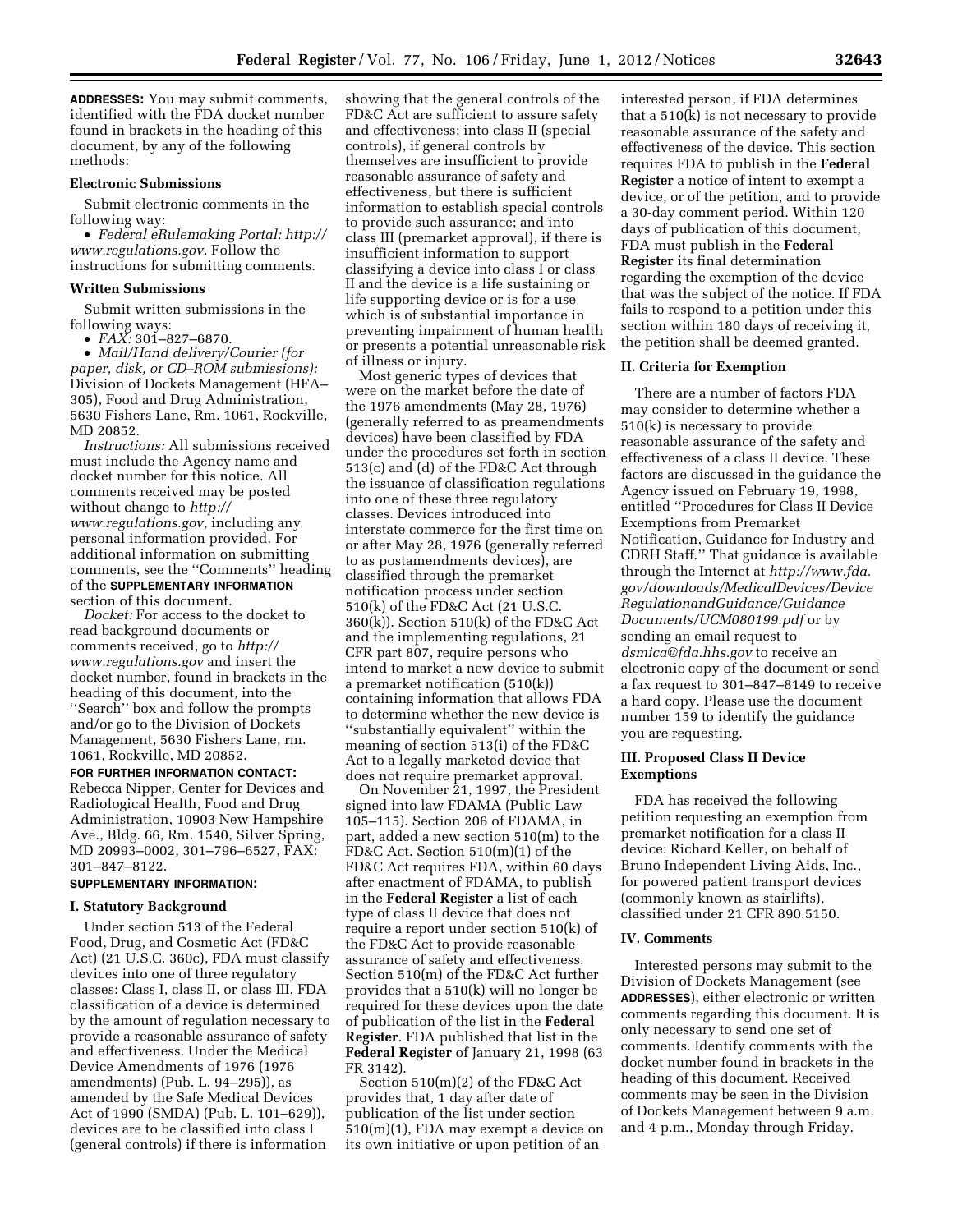**ADDRESSES:** You may submit comments, identified with the FDA docket number found in brackets in the heading of this document, by any of the following methods:

### Electronic Submissions

Submit electronic comments in the following way:

- *Federal eRulemaking Portal: http://www.regulations.gov.* Follow the instructions for submitting comments.

### Written Submissions

Submit written submissions in the following ways:

- *FAX:* 301–827–6870.
- *Mail/Hand delivery/Courier (for paper, disk, or CD–ROM submissions):* Division of Dockets Management (HFA–305), Food and Drug Administration, 5630 Fishers Lane, Rm. 1061, Rockville, MD 20852.

*Instructions:* All submissions received must include the Agency name and docket number for this notice. All comments received may be posted without change to *http://www.regulations.gov*, including any personal information provided. For additional information on submitting comments, see the ''Comments'' heading of the **SUPPLEMENTARY INFORMATION** section of this document.

*Docket:* For access to the docket to read background documents or comments received, go to *http://www.regulations.gov* and insert the docket number, found in brackets in the heading of this document, into the ''Search'' box and follow the prompts and/or go to the Division of Dockets Management, 5630 Fishers Lane, rm. 1061, Rockville, MD 20852.

**FOR FURTHER INFORMATION CONTACT:** Rebecca Nipper, Center for Devices and Radiological Health, Food and Drug Administration, 10903 New Hampshire Ave., Bldg. 66, Rm. 1540, Silver Spring, MD 20993–0002, 301–796–6527, FAX: 301–847–8122.

**SUPPLEMENTARY INFORMATION:**

## I. Statutory Background

Under section 513 of the Federal Food, Drug, and Cosmetic Act (FD&C Act) (21 U.S.C. 360c), FDA must classify devices into one of three regulatory classes: Class I, class II, or class III. FDA classification of a device is determined by the amount of regulation necessary to provide a reasonable assurance of safety and effectiveness. Under the Medical Device Amendments of 1976 (1976 amendments) (Pub. L. 94–295)), as amended by the Safe Medical Devices Act of 1990 (SMDA) (Pub. L. 101–629)), devices are to be classified into class I (general controls) if there is information showing that the general controls of the FD&C Act are sufficient to assure safety and effectiveness; into class II (special controls), if general controls by themselves are insufficient to provide reasonable assurance of safety and effectiveness, but there is sufficient information to establish special controls to provide such assurance; and into class III (premarket approval), if there is insufficient information to support classifying a device into class I or class II and the device is a life sustaining or life supporting device or is for a use which is of substantial importance in preventing impairment of human health or presents a potential unreasonable risk of illness or injury.

Most generic types of devices that were on the market before the date of the 1976 amendments (May 28, 1976) (generally referred to as preamendments devices) have been classified by FDA under the procedures set forth in section 513(c) and (d) of the FD&C Act through the issuance of classification regulations into one of these three regulatory classes. Devices introduced into interstate commerce for the first time on or after May 28, 1976 (generally referred to as postamendments devices), are classified through the premarket notification process under section 510(k) of the FD&C Act (21 U.S.C. 360(k)). Section 510(k) of the FD&C Act and the implementing regulations, 21 CFR part 807, require persons who intend to market a new device to submit a premarket notification (510(k)) containing information that allows FDA to determine whether the new device is ''substantially equivalent'' within the meaning of section 513(i) of the FD&C Act to a legally marketed device that does not require premarket approval.

On November 21, 1997, the President signed into law FDAMA (Public Law 105–115). Section 206 of FDAMA, in part, added a new section 510(m) to the FD&C Act. Section 510(m)(1) of the FD&C Act requires FDA, within 60 days after enactment of FDAMA, to publish in the **Federal Register** a list of each type of class II device that does not require a report under section 510(k) of the FD&C Act to provide reasonable assurance of safety and effectiveness. Section 510(m) of the FD&C Act further provides that a 510(k) will no longer be required for these devices upon the date of publication of the list in the **Federal Register**. FDA published that list in the **Federal Register** of January 21, 1998 (63 FR 3142).

Section 510(m)(2) of the FD&C Act provides that, 1 day after date of publication of the list under section 510(m)(1), FDA may exempt a device on its own initiative or upon petition of an interested person, if FDA determines that a 510(k) is not necessary to provide reasonable assurance of the safety and effectiveness of the device. This section requires FDA to publish in the **Federal Register** a notice of intent to exempt a device, or of the petition, and to provide a 30-day comment period. Within 120 days of publication of this document, FDA must publish in the **Federal Register** its final determination regarding the exemption of the device that was the subject of the notice. If FDA fails to respond to a petition under this section within 180 days of receiving it, the petition shall be deemed granted.

## II. Criteria for Exemption

There are a number of factors FDA may consider to determine whether a 510(k) is necessary to provide reasonable assurance of the safety and effectiveness of a class II device. These factors are discussed in the guidance the Agency issued on February 19, 1998, entitled ''Procedures for Class II Device Exemptions from Premarket Notification, Guidance for Industry and CDRH Staff.'' That guidance is available through the Internet at *http://www.fda.gov/downloads/MedicalDevices/DeviceRegulationandGuidance/GuidanceDocuments/UCM080199.pdf* or by sending an email request to *dsmica@fda.hhs.gov* to receive an electronic copy of the document or send a fax request to 301–847–8149 to receive a hard copy. Please use the document number 159 to identify the guidance you are requesting.

## III. Proposed Class II Device Exemptions

FDA has received the following petition requesting an exemption from premarket notification for a class II device: Richard Keller, on behalf of Bruno Independent Living Aids, Inc., for powered patient transport devices (commonly known as stairlifts), classified under 21 CFR 890.5150.

## IV. Comments

Interested persons may submit to the Division of Dockets Management (see **ADDRESSES**), either electronic or written comments regarding this document. It is only necessary to send one set of comments. Identify comments with the docket number found in brackets in the heading of this document. Received comments may be seen in the Division of Dockets Management between 9 a.m. and 4 p.m., Monday through Friday.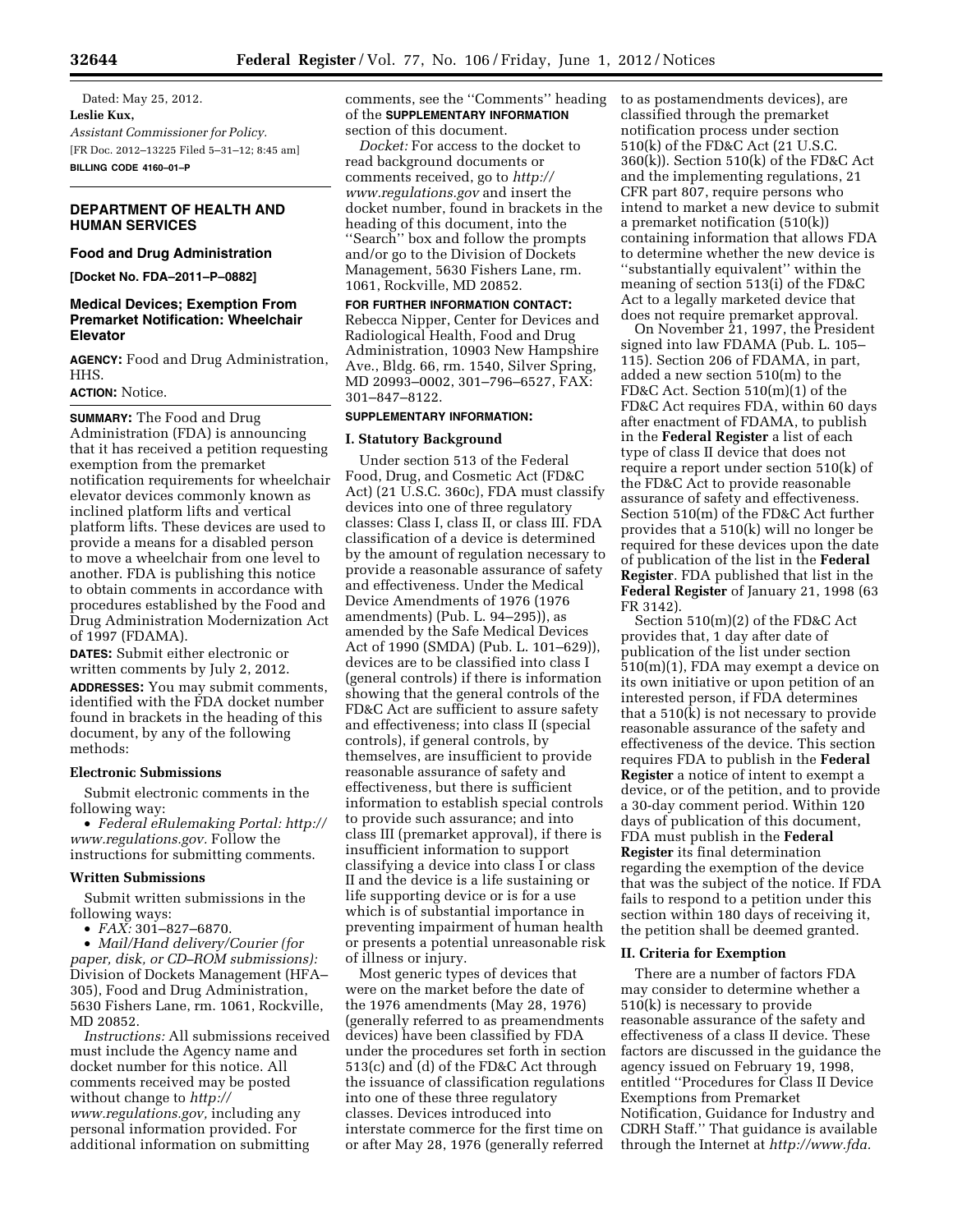Dated: May 25, 2012.

**Leslie Kux,**

*Assistant Commissioner for Policy.*

[FR Doc. 2012–13225 Filed 5–31–12; 8:45 am]

**BILLING CODE 4160–01–P**

## DEPARTMENT OF HEALTH AND HUMAN SERVICES

### Food and Drug Administration

**[Docket No. FDA–2011–P–0882]**

### Medical Devices; Exemption From Premarket Notification: Wheelchair Elevator

**AGENCY:** Food and Drug Administration, HHS.

**ACTION:** Notice.

**SUMMARY:** The Food and Drug Administration (FDA) is announcing that it has received a petition requesting exemption from the premarket notification requirements for wheelchair elevator devices commonly known as inclined platform lifts and vertical platform lifts. These devices are used to provide a means for a disabled person to move a wheelchair from one level to another. FDA is publishing this notice to obtain comments in accordance with procedures established by the Food and Drug Administration Modernization Act of 1997 (FDAMA).

**DATES:** Submit either electronic or written comments by July 2, 2012.

**ADDRESSES:** You may submit comments, identified with the FDA docket number found in brackets in the heading of this document, by any of the following methods:

#### Electronic Submissions

Submit electronic comments in the following way:

- *Federal eRulemaking Portal: http://www.regulations.gov.* Follow the instructions for submitting comments.

#### Written Submissions

Submit written submissions in the following ways:

- *FAX:* 301–827–6870.
- *Mail/Hand delivery/Courier (for paper, disk, or CD–ROM submissions):* Division of Dockets Management (HFA–305), Food and Drug Administration, 5630 Fishers Lane, rm. 1061, Rockville, MD 20852.

*Instructions:* All submissions received must include the Agency name and docket number for this notice. All comments received may be posted without change to *http://www.regulations.gov,* including any personal information provided. For additional information on submitting comments, see the ''Comments'' heading of the **SUPPLEMENTARY INFORMATION** section of this document.

*Docket:* For access to the docket to read background documents or comments received, go to *http://www.regulations.gov* and insert the docket number, found in brackets in the heading of this document, into the ''Search'' box and follow the prompts and/or go to the Division of Dockets Management, 5630 Fishers Lane, rm. 1061, Rockville, MD 20852.

**FOR FURTHER INFORMATION CONTACT:** Rebecca Nipper, Center for Devices and Radiological Health, Food and Drug Administration, 10903 New Hampshire Ave., Bldg. 66, rm. 1540, Silver Spring, MD 20993–0002, 301–796–6527, FAX: 301–847–8122.

**SUPPLEMENTARY INFORMATION:**

#### I. Statutory Background

Under section 513 of the Federal Food, Drug, and Cosmetic Act (FD&C Act) (21 U.S.C. 360c), FDA must classify devices into one of three regulatory classes: Class I, class II, or class III. FDA classification of a device is determined by the amount of regulation necessary to provide a reasonable assurance of safety and effectiveness. Under the Medical Device Amendments of 1976 (1976 amendments) (Pub. L. 94–295)), as amended by the Safe Medical Devices Act of 1990 (SMDA) (Pub. L. 101–629)), devices are to be classified into class I (general controls) if there is information showing that the general controls of the FD&C Act are sufficient to assure safety and effectiveness; into class II (special controls), if general controls, by themselves, are insufficient to provide reasonable assurance of safety and effectiveness, but there is sufficient information to establish special controls to provide such assurance; and into class III (premarket approval), if there is insufficient information to support classifying a device into class I or class II and the device is a life sustaining or life supporting device or is for a use which is of substantial importance in preventing impairment of human health or presents a potential unreasonable risk of illness or injury.

Most generic types of devices that were on the market before the date of the 1976 amendments (May 28, 1976) (generally referred to as preamendments devices) have been classified by FDA under the procedures set forth in section 513(c) and (d) of the FD&C Act through the issuance of classification regulations into one of these three regulatory classes. Devices introduced into interstate commerce for the first time on or after May 28, 1976 (generally referred to as postamendments devices), are classified through the premarket notification process under section 510(k) of the FD&C Act (21 U.S.C. 360(k)). Section 510(k) of the FD&C Act and the implementing regulations, 21 CFR part 807, require persons who intend to market a new device to submit a premarket notification (510(k)) containing information that allows FDA to determine whether the new device is ''substantially equivalent'' within the meaning of section 513(i) of the FD&C Act to a legally marketed device that does not require premarket approval.

On November 21, 1997, the President signed into law FDAMA (Pub. L. 105–115). Section 206 of FDAMA, in part, added a new section 510(m) to the FD&C Act. Section 510(m)(1) of the FD&C Act requires FDA, within 60 days after enactment of FDAMA, to publish in the **Federal Register** a list of each type of class II device that does not require a report under section 510(k) of the FD&C Act to provide reasonable assurance of safety and effectiveness. Section 510(m) of the FD&C Act further provides that a 510(k) will no longer be required for these devices upon the date of publication of the list in the **Federal Register**. FDA published that list in the **Federal Register** of January 21, 1998 (63 FR 3142).

Section 510(m)(2) of the FD&C Act provides that, 1 day after date of publication of the list under section 510(m)(1), FDA may exempt a device on its own initiative or upon petition of an interested person, if FDA determines that a 510(k) is not necessary to provide reasonable assurance of the safety and effectiveness of the device. This section requires FDA to publish in the **Federal Register** a notice of intent to exempt a device, or of the petition, and to provide a 30-day comment period. Within 120 days of publication of this document, FDA must publish in the **Federal Register** its final determination regarding the exemption of the device that was the subject of the notice. If FDA fails to respond to a petition under this section within 180 days of receiving it, the petition shall be deemed granted.

#### II. Criteria for Exemption

There are a number of factors FDA may consider to determine whether a 510(k) is necessary to provide reasonable assurance of the safety and effectiveness of a class II device. These factors are discussed in the guidance the agency issued on February 19, 1998, entitled ''Procedures for Class II Device Exemptions from Premarket Notification, Guidance for Industry and CDRH Staff.'' That guidance is available through the Internet at *http://www.fda.*